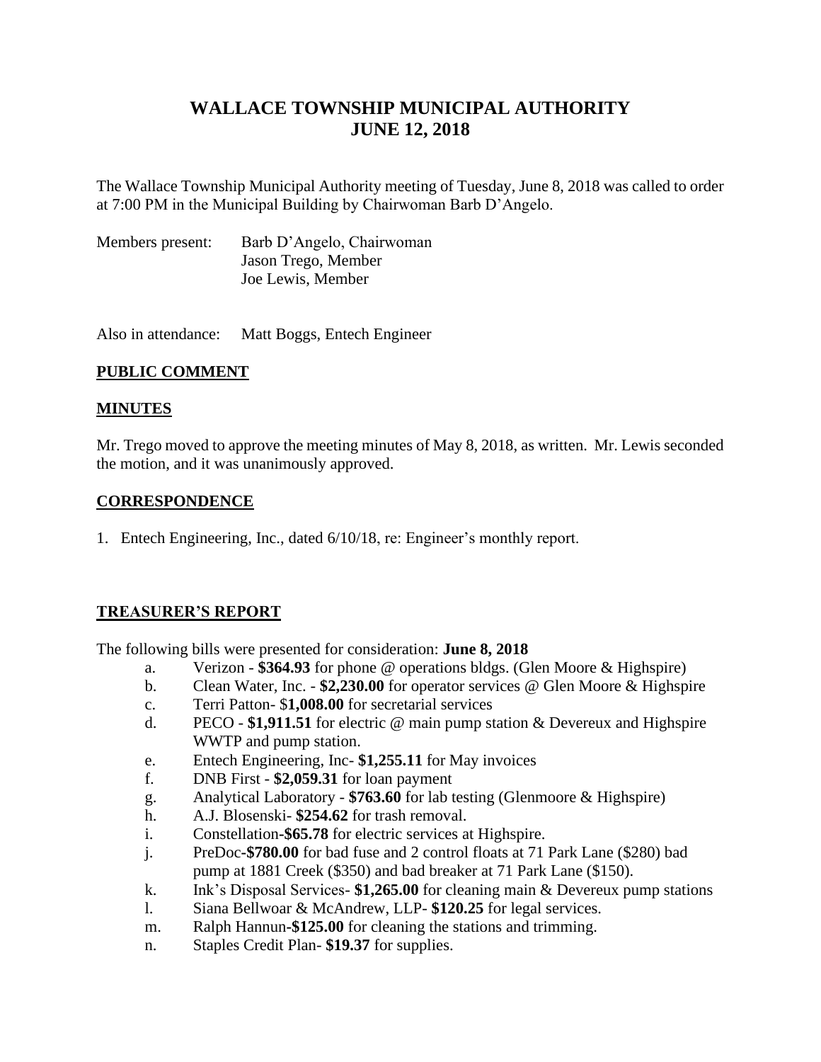# WALLACE TOWNSHIP MUNICIPAL AUTHORITY
# JUNE 12, 2018

The Wallace Township Municipal Authority meeting of Tuesday, June 8, 2018 was called to order at 7:00 PM in the Municipal Building by Chairwoman Barb D'Angelo.

Members present: Barb D'Angelo, Chairwoman
Jason Trego, Member
Joe Lewis, Member

Also in attendance: Matt Boggs, Entech Engineer

## PUBLIC COMMENT

## MINUTES

Mr. Trego moved to approve the meeting minutes of May 8, 2018, as written. Mr. Lewis seconded the motion, and it was unanimously approved.

## CORRESPONDENCE

1. Entech Engineering, Inc., dated 6/10/18, re: Engineer's monthly report.

## TREASURER'S REPORT

The following bills were presented for consideration: **June 8, 2018**

a. Verizon - **$364.93** for phone @ operations bldgs. (Glen Moore & Highspire)
b. Clean Water, Inc. - **$2,230.00** for operator services @ Glen Moore & Highspire
c. Terri Patton- $**1,008.00** for secretarial services
d. PECO - **$1,911.51** for electric @ main pump station & Devereux and Highspire WWTP and pump station.
e. Entech Engineering, Inc- **$1,255.11** for May invoices
f. DNB First - **$2,059.31** for loan payment
g. Analytical Laboratory - **$763.60** for lab testing (Glenmoore & Highspire)
h. A.J. Blosenski- **$254.62** for trash removal.
i. Constellation-**$65.78** for electric services at Highspire.
j. PreDoc-**$780.00** for bad fuse and 2 control floats at 71 Park Lane ($280) bad pump at 1881 Creek ($350) and bad breaker at 71 Park Lane ($150).
k. Ink's Disposal Services- **$1,265.00** for cleaning main & Devereux pump stations
l. Siana Bellwoar & McAndrew, LLP- **$120.25** for legal services.
m. Ralph Hannun-**$125.00** for cleaning the stations and trimming.
n. Staples Credit Plan- **$19.37** for supplies.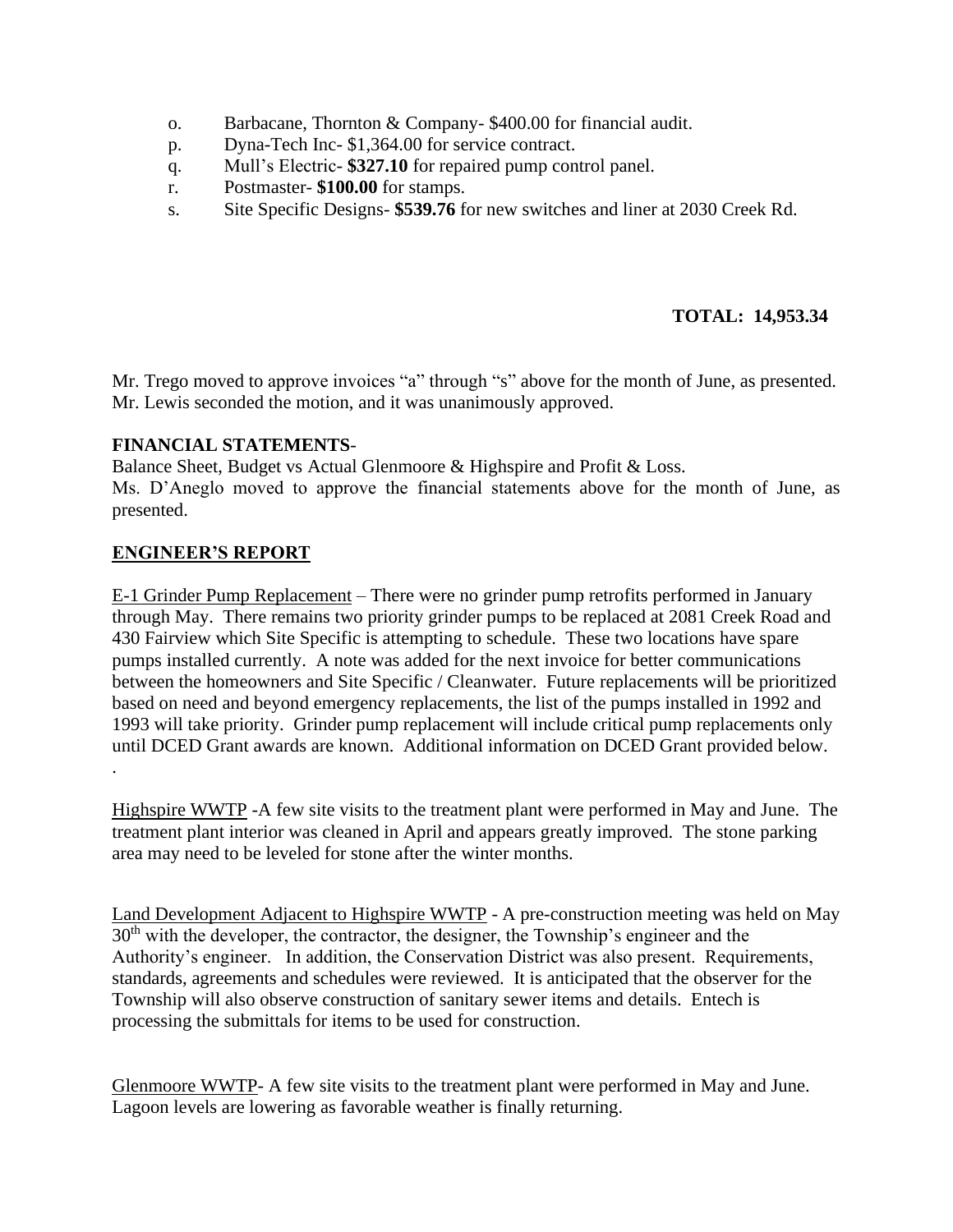o. Barbacane, Thornton & Company- $400.00 for financial audit.
p. Dyna-Tech Inc- $1,364.00 for service contract.
q. Mull's Electric- **$327.10** for repaired pump control panel.
r. Postmaster- **$100.00** for stamps.
s. Site Specific Designs- **$539.76** for new switches and liner at 2030 Creek Rd.

**TOTAL: 14,953.34**

Mr. Trego moved to approve invoices "a" through "s" above for the month of June, as presented. Mr. Lewis seconded the motion, and it was unanimously approved.

**FINANCIAL STATEMENTS**-

Balance Sheet, Budget vs Actual Glenmoore & Highspire and Profit & Loss.

Ms. D'Aneglo moved to approve the financial statements above for the month of June, as presented.

## ENGINEER'S REPORT

E-1 Grinder Pump Replacement – There were no grinder pump retrofits performed in January through May. There remains two priority grinder pumps to be replaced at 2081 Creek Road and 430 Fairview which Site Specific is attempting to schedule. These two locations have spare pumps installed currently. A note was added for the next invoice for better communications between the homeowners and Site Specific / Cleanwater. Future replacements will be prioritized based on need and beyond emergency replacements, the list of the pumps installed in 1992 and 1993 will take priority. Grinder pump replacement will include critical pump replacements only until DCED Grant awards are known. Additional information on DCED Grant provided below.
.

Highspire WWTP -A few site visits to the treatment plant were performed in May and June. The treatment plant interior was cleaned in April and appears greatly improved. The stone parking area may need to be leveled for stone after the winter months.

Land Development Adjacent to Highspire WWTP - A pre-construction meeting was held on May 30th with the developer, the contractor, the designer, the Township's engineer and the Authority's engineer. In addition, the Conservation District was also present. Requirements, standards, agreements and schedules were reviewed. It is anticipated that the observer for the Township will also observe construction of sanitary sewer items and details. Entech is processing the submittals for items to be used for construction.

Glenmoore WWTP- A few site visits to the treatment plant were performed in May and June. Lagoon levels are lowering as favorable weather is finally returning.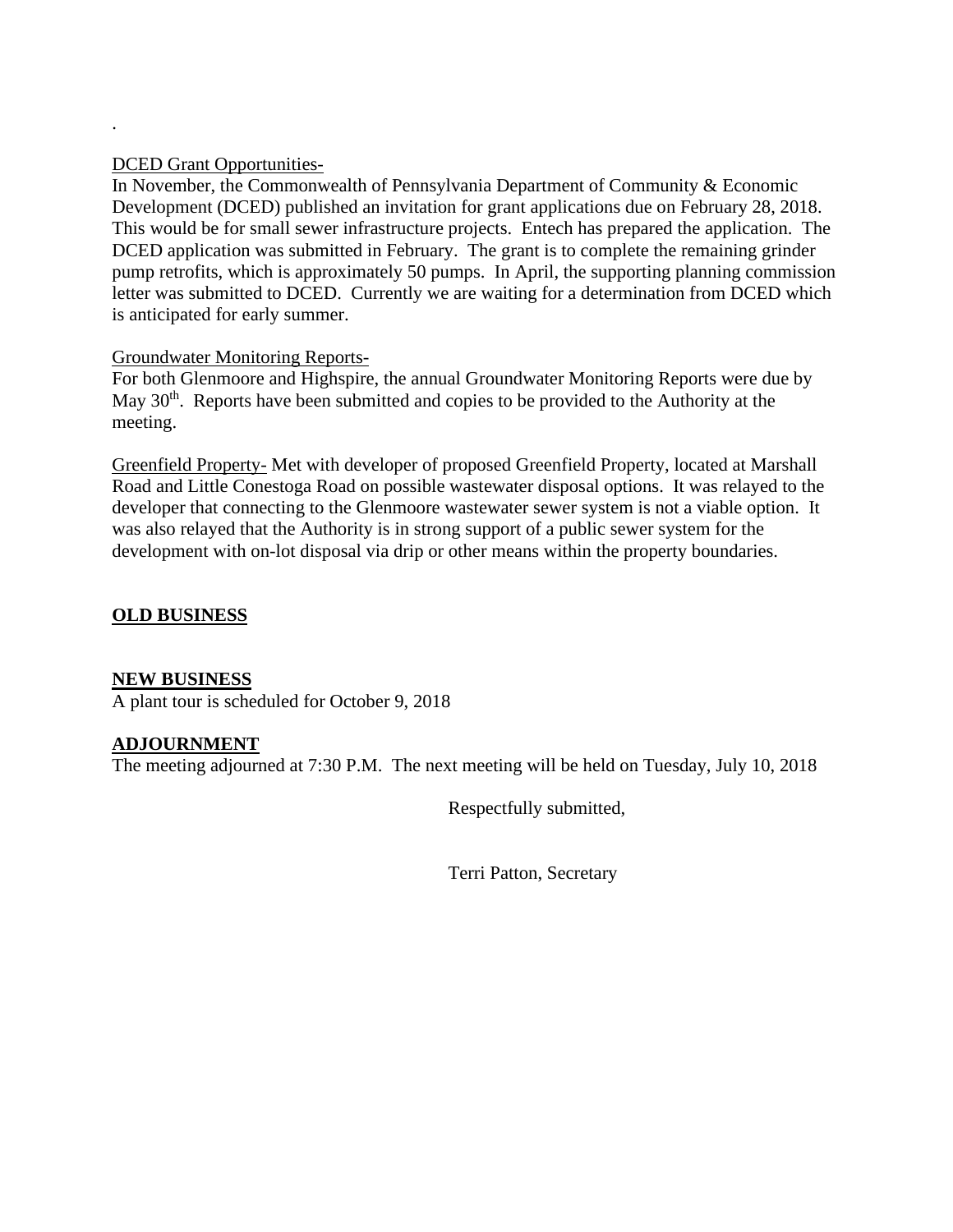.

<u>DCED Grant Opportunities-</u>
In November, the Commonwealth of Pennsylvania Department of Community & Economic Development (DCED) published an invitation for grant applications due on February 28, 2018. This would be for small sewer infrastructure projects. Entech has prepared the application. The DCED application was submitted in February. The grant is to complete the remaining grinder pump retrofits, which is approximately 50 pumps. In April, the supporting planning commission letter was submitted to DCED. Currently we are waiting for a determination from DCED which is anticipated for early summer.

<u>Groundwater Monitoring Reports-</u>
For both Glenmoore and Highspire, the annual Groundwater Monitoring Reports were due by May 30th. Reports have been submitted and copies to be provided to the Authority at the meeting.

<u>Greenfield Property-</u> Met with developer of proposed Greenfield Property, located at Marshall Road and Little Conestoga Road on possible wastewater disposal options. It was relayed to the developer that connecting to the Glenmoore wastewater sewer system is not a viable option. It was also relayed that the Authority is in strong support of a public sewer system for the development with on-lot disposal via drip or other means within the property boundaries.

## OLD BUSINESS

## NEW BUSINESS

A plant tour is scheduled for October 9, 2018

## ADJOURNMENT

The meeting adjourned at 7:30 P.M. The next meeting will be held on Tuesday, July 10, 2018

Respectfully submitted,

Terri Patton, Secretary